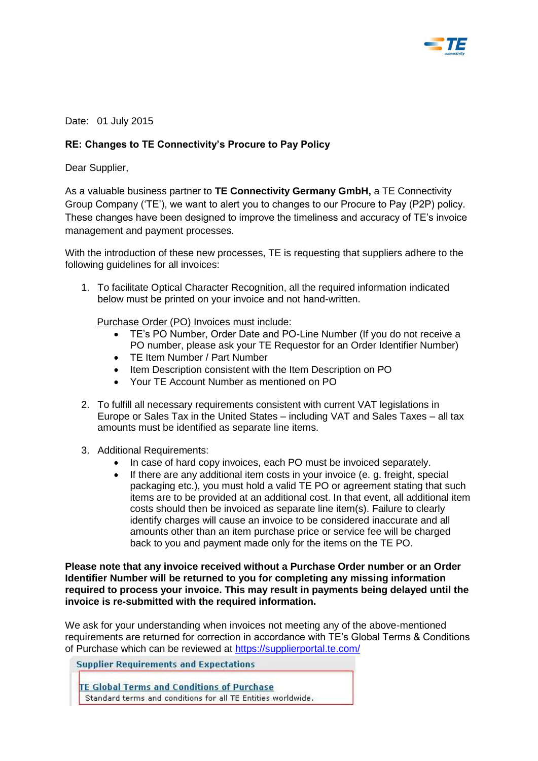Date: 01 July 2015

**RE: Changes to TE Connectivity's Procure to Pay Policy**

Dear Supplier,

As a valuable business partner to **TE Connectivity Germany GmbH,** a TE Connectivity Group Company ('TE'), we want to alert you to changes to our Procure to Pay (P2P) policy. These changes have been designed to improve the timeliness and accuracy of TE's invoice management and payment processes.

With the introduction of these new processes, TE is requesting that suppliers adhere to the following guidelines for all invoices:

1. To facilitate Optical Character Recognition, all the required information indicated below must be printed on your invoice and not hand-written.

   Purchase Order (PO) Invoices must include:
   - TE's PO Number, Order Date and PO-Line Number (If you do not receive a PO number, please ask your TE Requestor for an Order Identifier Number)
   - TE Item Number / Part Number
   - Item Description consistent with the Item Description on PO
   - Your TE Account Number as mentioned on PO

2. To fulfill all necessary requirements consistent with current VAT legislations in Europe or Sales Tax in the United States – including VAT and Sales Taxes – all tax amounts must be identified as separate line items.

3. Additional Requirements:
   - In case of hard copy invoices, each PO must be invoiced separately.
   - If there are any additional item costs in your invoice (e. g. freight, special packaging etc.), you must hold a valid TE PO or agreement stating that such items are to be provided at an additional cost. In that event, all additional item costs should then be invoiced as separate line item(s). Failure to clearly identify charges will cause an invoice to be considered inaccurate and all amounts other than an item purchase price or service fee will be charged back to you and payment made only for the items on the TE PO.

**Please note that any invoice received without a Purchase Order number or an Order Identifier Number will be returned to you for completing any missing information required to process your invoice. This may result in payments being delayed until the invoice is re-submitted with the required information.**

We ask for your understanding when invoices not meeting any of the above-mentioned requirements are returned for correction in accordance with TE's Global Terms & Conditions of Purchase which can be reviewed at https://supplierportal.te.com/

**Supplier Requirements and Expectations**

TE Global Terms and Conditions of Purchase
Standard terms and conditions for all TE Entities worldwide.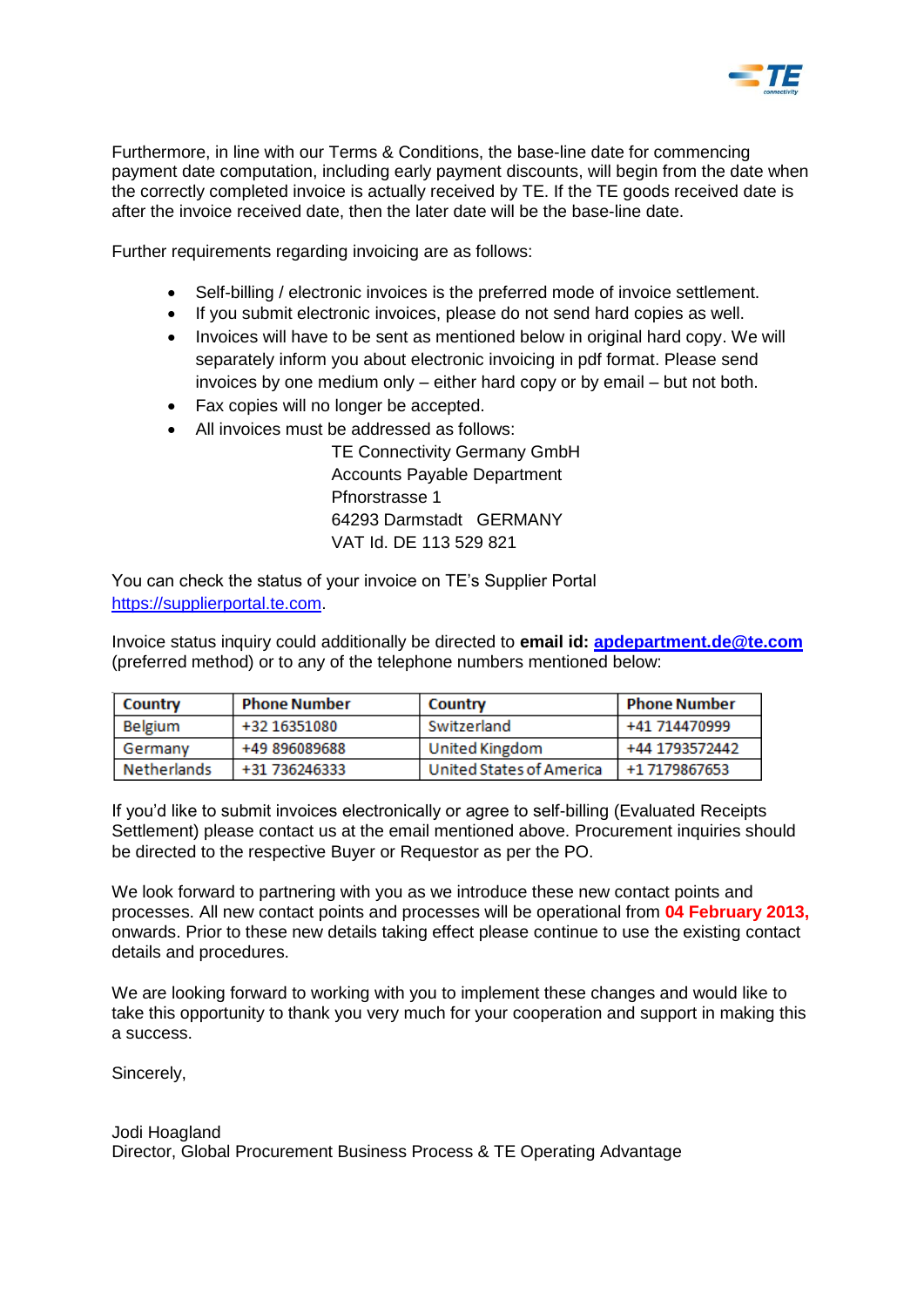Furthermore, in line with our Terms & Conditions, the base-line date for commencing payment date computation, including early payment discounts, will begin from the date when the correctly completed invoice is actually received by TE. If the TE goods received date is after the invoice received date, then the later date will be the base-line date.

Further requirements regarding invoicing are as follows:

- Self-billing / electronic invoices is the preferred mode of invoice settlement.
- If you submit electronic invoices, please do not send hard copies as well.
- Invoices will have to be sent as mentioned below in original hard copy. We will separately inform you about electronic invoicing in pdf format. Please send invoices by one medium only – either hard copy or by email – but not both.
- Fax copies will no longer be accepted.
- All invoices must be addressed as follows:

  TE Connectivity Germany GmbH
  Accounts Payable Department
  Pfnorstrasse 1
  64293 Darmstadt GERMANY
  VAT Id. DE 113 529 821

You can check the status of your invoice on TE's Supplier Portal https://supplierportal.te.com.

Invoice status inquiry could additionally be directed to **email id: apdepartment.de@te.com** (preferred method) or to any of the telephone numbers mentioned below:

| Country | Phone Number | Country | Phone Number |
|---|---|---|---|
| Belgium | +32 16351080 | Switzerland | +41 714470999 |
| Germany | +49 896089688 | United Kingdom | +44 1793572442 |
| Netherlands | +31 736246333 | United States of America | +1 7179867653 |

If you'd like to submit invoices electronically or agree to self-billing (Evaluated Receipts Settlement) please contact us at the email mentioned above. Procurement inquiries should be directed to the respective Buyer or Requestor as per the PO.

We look forward to partnering with you as we introduce these new contact points and processes. All new contact points and processes will be operational from **04 February 2013,** onwards. Prior to these new details taking effect please continue to use the existing contact details and procedures.

We are looking forward to working with you to implement these changes and would like to take this opportunity to thank you very much for your cooperation and support in making this a success.

Sincerely,

Jodi Hoagland
Director, Global Procurement Business Process & TE Operating Advantage